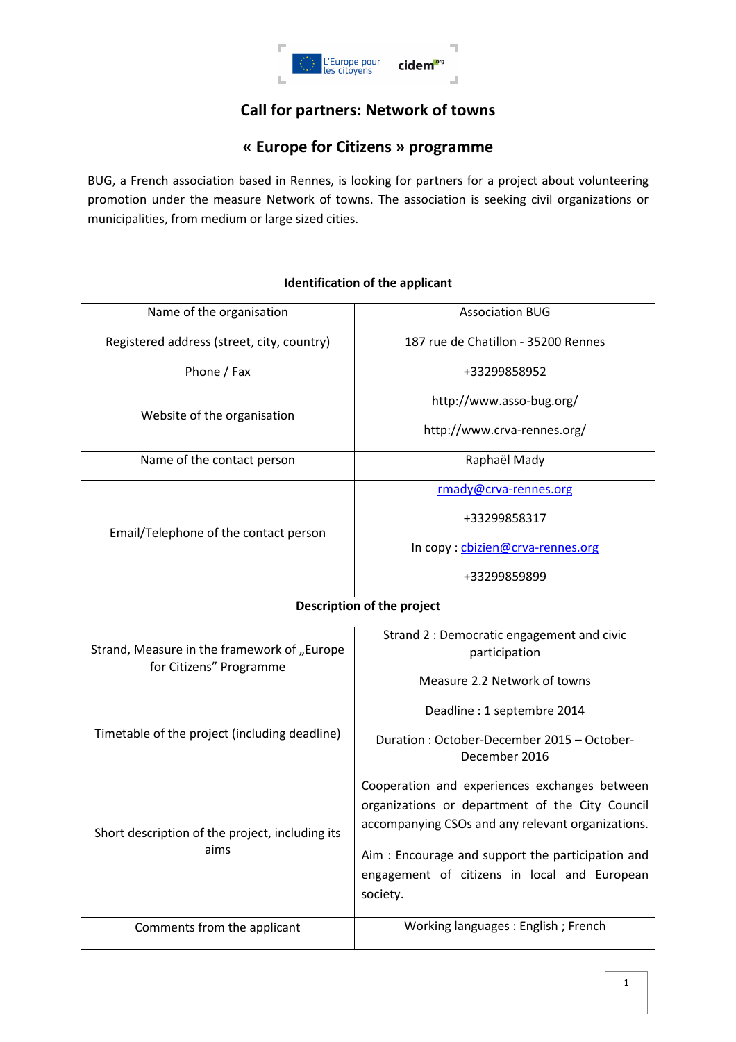# Call for partners: Network of towns

## « Europe for Citizens » programme

BUG, a French association based in Rennes, is looking for partners for a project about volunteering promotion under the measure Network of towns. The association is seeking civil organizations or municipalities, from medium or large sized cities.

| Identification of the applicant | |
|---|---|
| Name of the organisation | Association BUG |
| Registered address (street, city, country) | 187 rue de Chatillon - 35200 Rennes |
| Phone / Fax | +33299858952 |
| Website of the organisation | http://www.asso-bug.org/<br><br>http://www.crva-rennes.org/ |
| Name of the contact person | Raphaël Mady |
| Email/Telephone of the contact person | rmady@crva-rennes.org<br><br>+33299858317<br><br>In copy : cbizien@crva-rennes.org<br><br>+33299859899 |
| **Description of the project** | |
| Strand, Measure in the framework of „Europe for Citizens" Programme | Strand 2 : Democratic engagement and civic participation<br><br>Measure 2.2 Network of towns |
| Timetable of the project (including deadline) | Deadline : 1 septembre 2014<br><br>Duration : October-December 2015 – October-December 2016 |
| Short description of the project, including its aims | Cooperation and experiences exchanges between organizations or department of the City Council accompanying CSOs and any relevant organizations.<br><br>Aim : Encourage and support the participation and engagement of citizens in local and European society. |
| Comments from the applicant | Working languages : English ; French |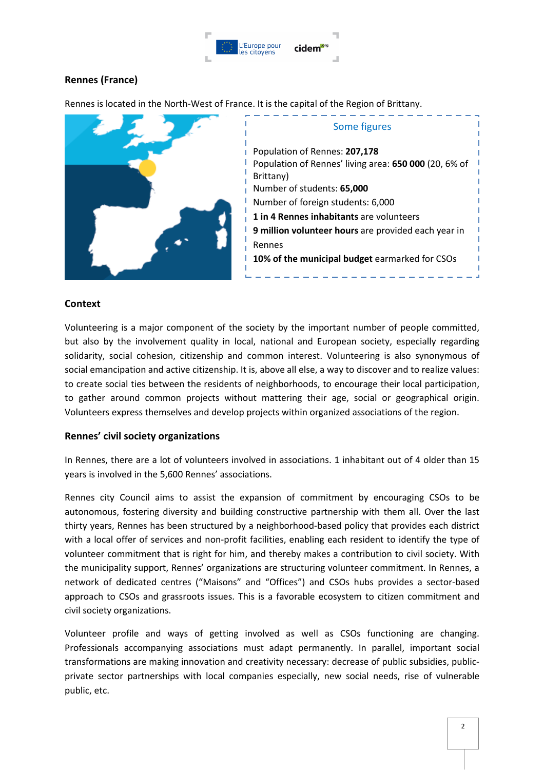## Rennes (France)

Rennes is located in the North-West of France. It is the capital of the Region of Brittany.

Some figures

Population of Rennes: **207,178**
Population of Rennes' living area: **650 000** (20, 6% of Brittany)
Number of students: **65,000**
Number of foreign students: 6,000
**1 in 4 Rennes inhabitants** are volunteers
**9 million volunteer hours** are provided each year in Rennes
**10% of the municipal budget** earmarked for CSOs

### Context

Volunteering is a major component of the society by the important number of people committed, but also by the involvement quality in local, national and European society, especially regarding solidarity, social cohesion, citizenship and common interest. Volunteering is also synonymous of social emancipation and active citizenship. It is, above all else, a way to discover and to realize values: to create social ties between the residents of neighborhoods, to encourage their local participation, to gather around common projects without mattering their age, social or geographical origin. Volunteers express themselves and develop projects within organized associations of the region.

### Rennes' civil society organizations

In Rennes, there are a lot of volunteers involved in associations. 1 inhabitant out of 4 older than 15 years is involved in the 5,600 Rennes' associations.

Rennes city Council aims to assist the expansion of commitment by encouraging CSOs to be autonomous, fostering diversity and building constructive partnership with them all. Over the last thirty years, Rennes has been structured by a neighborhood-based policy that provides each district with a local offer of services and non-profit facilities, enabling each resident to identify the type of volunteer commitment that is right for him, and thereby makes a contribution to civil society. With the municipality support, Rennes' organizations are structuring volunteer commitment. In Rennes, a network of dedicated centres ("Maisons" and "Offices") and CSOs hubs provides a sector-based approach to CSOs and grassroots issues. This is a favorable ecosystem to citizen commitment and civil society organizations.

Volunteer profile and ways of getting involved as well as CSOs functioning are changing. Professionals accompanying associations must adapt permanently. In parallel, important social transformations are making innovation and creativity necessary: decrease of public subsidies, public-private sector partnerships with local companies especially, new social needs, rise of vulnerable public, etc.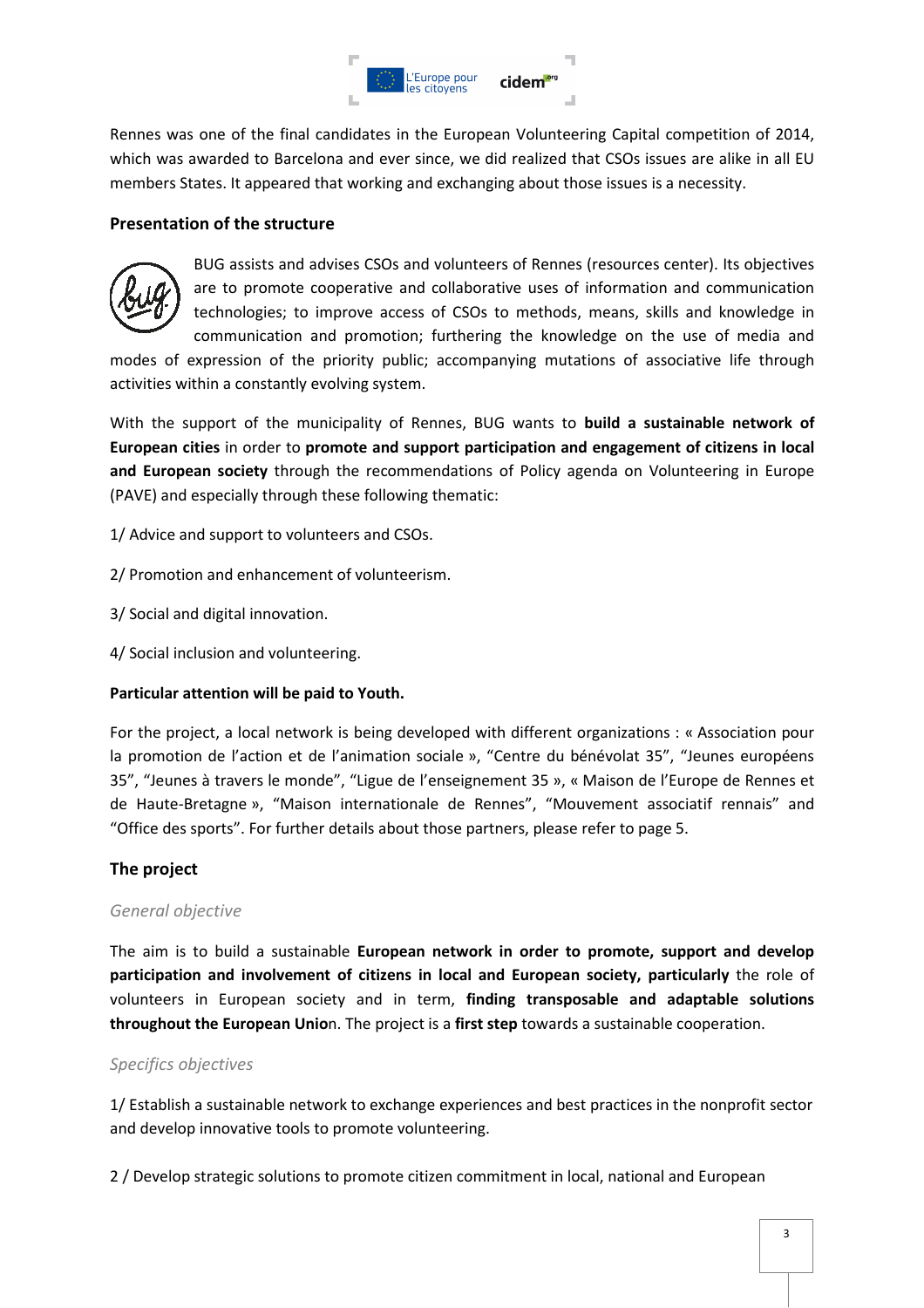Rennes was one of the final candidates in the European Volunteering Capital competition of 2014, which was awarded to Barcelona and ever since, we did realized that CSOs issues are alike in all EU members States. It appeared that working and exchanging about those issues is a necessity.

### Presentation of the structure

BUG assists and advises CSOs and volunteers of Rennes (resources center). Its objectives are to promote cooperative and collaborative uses of information and communication technologies; to improve access of CSOs to methods, means, skills and knowledge in communication and promotion; furthering the knowledge on the use of media and modes of expression of the priority public; accompanying mutations of associative life through activities within a constantly evolving system.

With the support of the municipality of Rennes, BUG wants to **build a sustainable network of European cities** in order to **promote and support participation and engagement of citizens in local and European society** through the recommendations of Policy agenda on Volunteering in Europe (PAVE) and especially through these following thematic:

1/ Advice and support to volunteers and CSOs.

2/ Promotion and enhancement of volunteerism.

3/ Social and digital innovation.

4/ Social inclusion and volunteering.

**Particular attention will be paid to Youth.**

For the project, a local network is being developed with different organizations : « Association pour la promotion de l'action et de l'animation sociale », "Centre du bénévolat 35", "Jeunes européens 35", "Jeunes à travers le monde", "Ligue de l'enseignement 35 », « Maison de l'Europe de Rennes et de Haute-Bretagne », "Maison internationale de Rennes", "Mouvement associatif rennais" and "Office des sports". For further details about those partners, please refer to page 5.

### The project

*General objective*

The aim is to build a sustainable **European network in order to promote, support and develop participation and involvement of citizens in local and European society, particularly** the role of volunteers in European society and in term, **finding transposable and adaptable solutions throughout the European Unio**n. The project is a **first step** towards a sustainable cooperation.

*Specifics objectives*

1/ Establish a sustainable network to exchange experiences and best practices in the nonprofit sector and develop innovative tools to promote volunteering.

2 / Develop strategic solutions to promote citizen commitment in local, national and European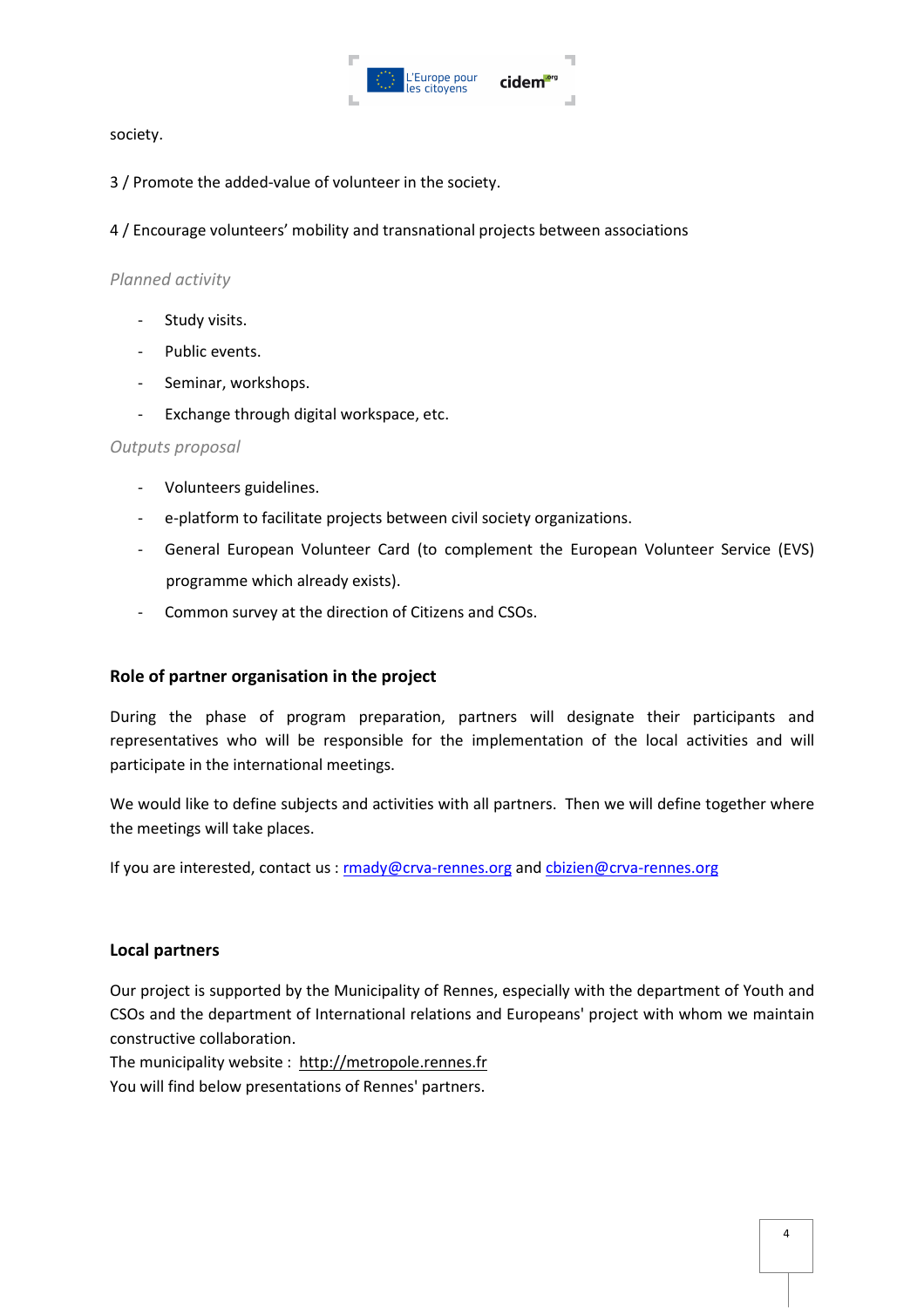society.

3 / Promote the added-value of volunteer in the society.

4 / Encourage volunteers' mobility and transnational projects between associations

*Planned activity*

- Study visits.
- Public events.
- Seminar, workshops.
- Exchange through digital workspace, etc.

*Outputs proposal*

- Volunteers guidelines.
- e-platform to facilitate projects between civil society organizations.
- General European Volunteer Card (to complement the European Volunteer Service (EVS) programme which already exists).
- Common survey at the direction of Citizens and CSOs.

**Role of partner organisation in the project**

During the phase of program preparation, partners will designate their participants and representatives who will be responsible for the implementation of the local activities and will participate in the international meetings.

We would like to define subjects and activities with all partners. Then we will define together where the meetings will take places.

If you are interested, contact us : rmady@crva-rennes.org and cbizien@crva-rennes.org

**Local partners**

Our project is supported by the Municipality of Rennes, especially with the department of Youth and CSOs and the department of International relations and Europeans' project with whom we maintain constructive collaboration.
The municipality website : http://metropole.rennes.fr
You will find below presentations of Rennes' partners.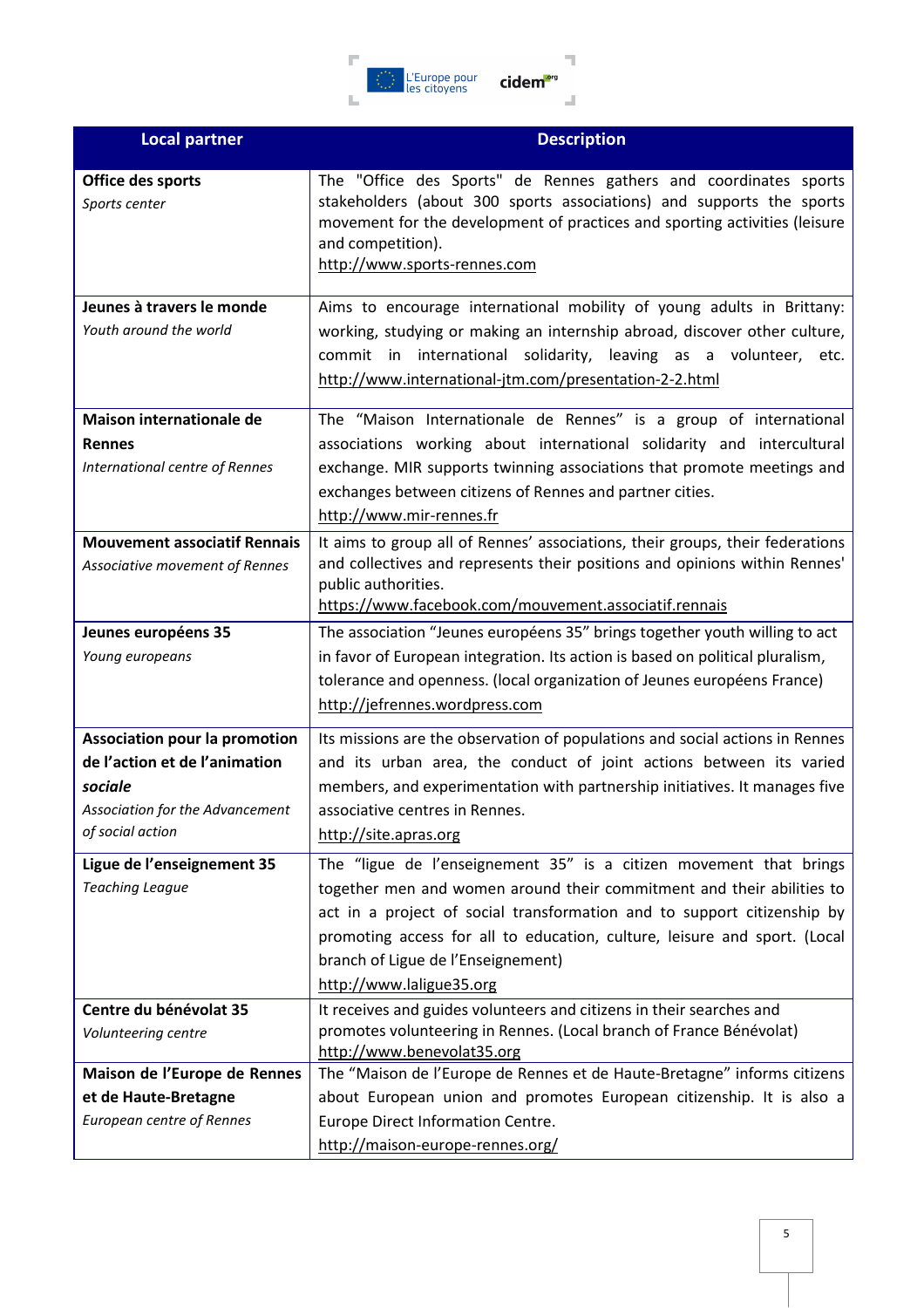| Local partner | Description |
|---|---|
| **Office des sports**<br>*Sports center* | The "Office des Sports" de Rennes gathers and coordinates sports stakeholders (about 300 sports associations) and supports the sports movement for the development of practices and sporting activities (leisure and competition).<br>http://www.sports-rennes.com |
| **Jeunes à travers le monde**<br>*Youth around the world* | Aims to encourage international mobility of young adults in Brittany: working, studying or making an internship abroad, discover other culture, commit in international solidarity, leaving as a volunteer, etc. http://www.international-jtm.com/presentation-2-2.html |
| **Maison internationale de Rennes**<br>*International centre of Rennes* | The "Maison Internationale de Rennes" is a group of international associations working about international solidarity and intercultural exchange. MIR supports twinning associations that promote meetings and exchanges between citizens of Rennes and partner cities.<br>http://www.mir-rennes.fr |
| **Mouvement associatif Rennais**<br>*Associative movement of Rennes* | It aims to group all of Rennes' associations, their groups, their federations and collectives and represents their positions and opinions within Rennes' public authorities.<br>https://www.facebook.com/mouvement.associatif.rennais |
| **Jeunes européens 35**<br>*Young europeans* | The association "Jeunes européens 35" brings together youth willing to act in favor of European integration. Its action is based on political pluralism, tolerance and openness. (local organization of Jeunes européens France)<br>http://jefrennes.wordpress.com |
| **Association pour la promotion de l'action et de l'animation *sociale***<br>*Association for the Advancement of social action* | Its missions are the observation of populations and social actions in Rennes and its urban area, the conduct of joint actions between its varied members, and experimentation with partnership initiatives. It manages five associative centres in Rennes.<br>http://site.apras.org |
| **Ligue de l'enseignement 35**<br>*Teaching League* | The "ligue de l'enseignement 35" is a citizen movement that brings together men and women around their commitment and their abilities to act in a project of social transformation and to support citizenship by promoting access for all to education, culture, leisure and sport. (Local branch of Ligue de l'Enseignement)<br>http://www.laligue35.org |
| **Centre du bénévolat 35**<br>*Volunteering centre* | It receives and guides volunteers and citizens in their searches and promotes volunteering in Rennes. (Local branch of France Bénévolat)<br>http://www.benevolat35.org |
| **Maison de l'Europe de Rennes et de Haute-Bretagne**<br>*European centre of Rennes* | The "Maison de l'Europe de Rennes et de Haute-Bretagne" informs citizens about European union and promotes European citizenship. It is also a Europe Direct Information Centre.<br>http://maison-europe-rennes.org/ |